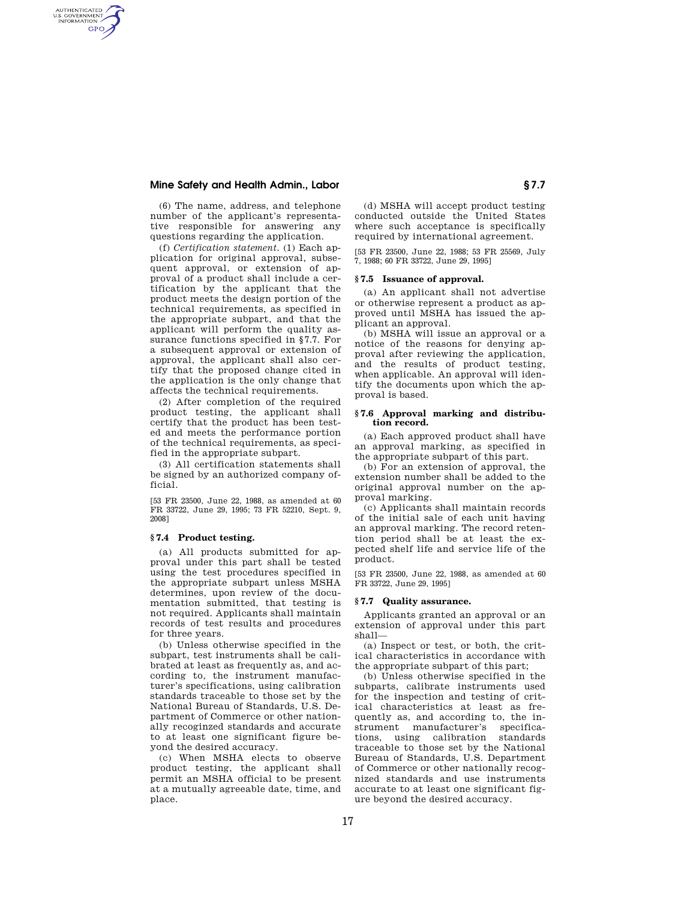(6) The name, address, and telephone number of the applicant's representative responsible for answering any questions regarding the application.

(f) *Certification statement.* (1) Each application for original approval, subsequent approval, or extension of approval of a product shall include a certification by the applicant that the product meets the design portion of the technical requirements, as specified in the appropriate subpart, and that the applicant will perform the quality assurance functions specified in §7.7. For a subsequent approval or extension of approval, the applicant shall also certify that the proposed change cited in the application is the only change that affects the technical requirements.

(2) After completion of the required product testing, the applicant shall certify that the product has been tested and meets the performance portion of the technical requirements, as specified in the appropriate subpart.

(3) All certification statements shall be signed by an authorized company official.

[53 FR 23500, June 22, 1988, as amended at 60 FR 33722, June 29, 1995; 73 FR 52210, Sept. 9, 2008]

### § 7.4 Product testing.

(a) All products submitted for approval under this part shall be tested using the test procedures specified in the appropriate subpart unless MSHA determines, upon review of the documentation submitted, that testing is not required. Applicants shall maintain records of test results and procedures for three years.

(b) Unless otherwise specified in the subpart, test instruments shall be calibrated at least as frequently as, and according to, the instrument manufacturer's specifications, using calibration standards traceable to those set by the National Bureau of Standards, U.S. Department of Commerce or other nationally recoginzed standards and accurate to at least one significant figure beyond the desired accuracy.

(c) When MSHA elects to observe product testing, the applicant shall permit an MSHA official to be present at a mutually agreeable date, time, and place.

(d) MSHA will accept product testing conducted outside the United States where such acceptance is specifically required by international agreement.

[53 FR 23500, June 22, 1988; 53 FR 25569, July 7, 1988; 60 FR 33722, June 29, 1995]

### § 7.5 Issuance of approval.

(a) An applicant shall not advertise or otherwise represent a product as approved until MSHA has issued the applicant an approval.

(b) MSHA will issue an approval or a notice of the reasons for denying approval after reviewing the application, and the results of product testing, when applicable. An approval will identify the documents upon which the approval is based.

### § 7.6 Approval marking and distribution record.

(a) Each approved product shall have an approval marking, as specified in the appropriate subpart of this part.

(b) For an extension of approval, the extension number shall be added to the original approval number on the approval marking.

(c) Applicants shall maintain records of the initial sale of each unit having an approval marking. The record retention period shall be at least the expected shelf life and service life of the product.

[53 FR 23500, June 22, 1988, as amended at 60 FR 33722, June 29, 1995]

### § 7.7 Quality assurance.

Applicants granted an approval or an extension of approval under this part shall—

(a) Inspect or test, or both, the critical characteristics in accordance with the appropriate subpart of this part;

(b) Unless otherwise specified in the subparts, calibrate instruments used for the inspection and testing of critical characteristics at least as frequently as, and according to, the instrument manufacturer's specifications, using calibration standards traceable to those set by the National Bureau of Standards, U.S. Department of Commerce or other nationally recognized standards and use instruments accurate to at least one significant figure beyond the desired accuracy.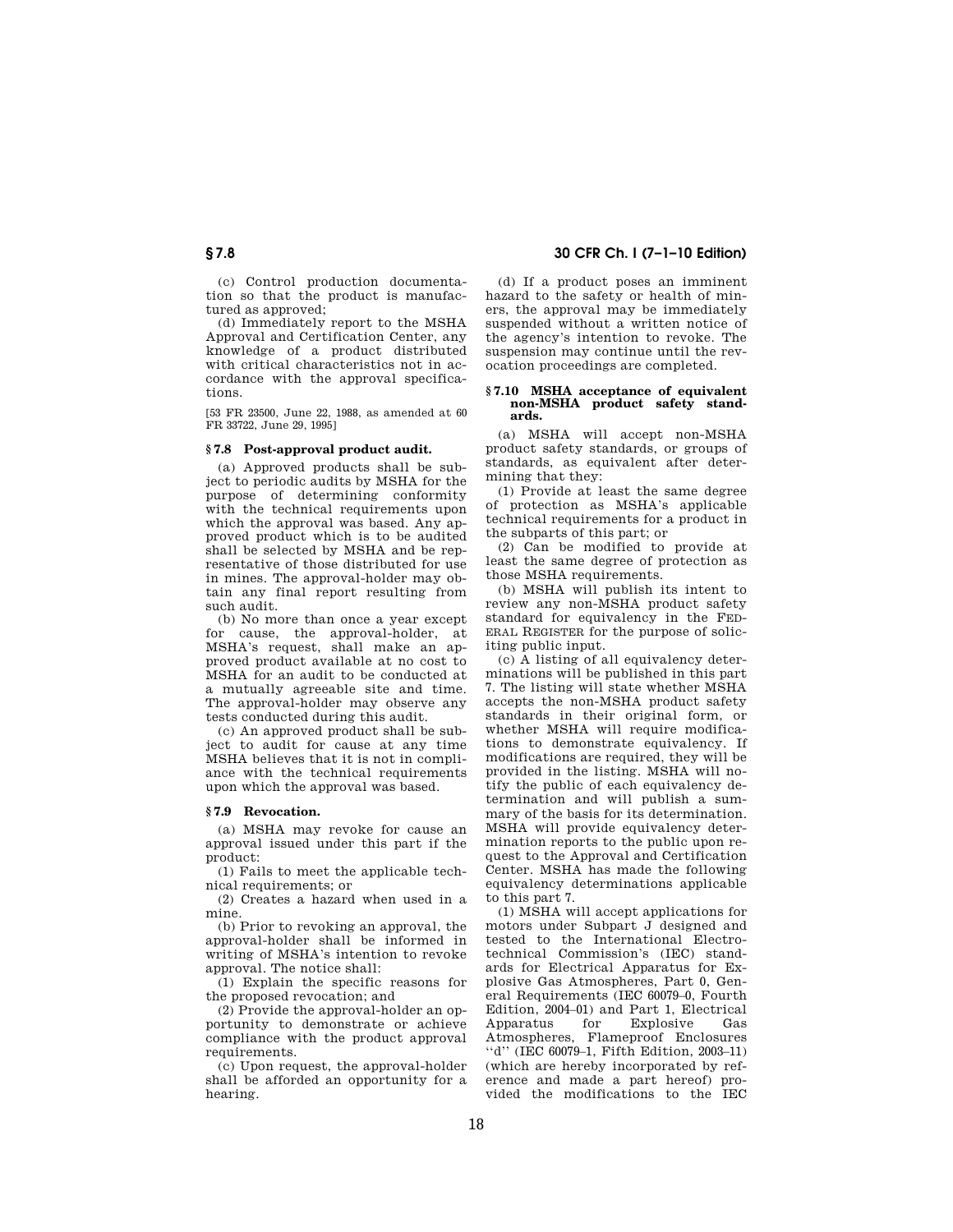(c) Control production documentation so that the product is manufactured as approved;

(d) Immediately report to the MSHA Approval and Certification Center, any knowledge of a product distributed with critical characteristics not in accordance with the approval specifications.

[53 FR 23500, June 22, 1988, as amended at 60 FR 33722, June 29, 1995]

### § 7.8 Post-approval product audit.

(a) Approved products shall be subject to periodic audits by MSHA for the purpose of determining conformity with the technical requirements upon which the approval was based. Any approved product which is to be audited shall be selected by MSHA and be representative of those distributed for use in mines. The approval-holder may obtain any final report resulting from such audit.

(b) No more than once a year except for cause, the approval-holder, at MSHA's request, shall make an approved product available at no cost to MSHA for an audit to be conducted at a mutually agreeable site and time. The approval-holder may observe any tests conducted during this audit.

(c) An approved product shall be subject to audit for cause at any time MSHA believes that it is not in compliance with the technical requirements upon which the approval was based.

### § 7.9 Revocation.

(a) MSHA may revoke for cause an approval issued under this part if the product:

(1) Fails to meet the applicable technical requirements; or

(2) Creates a hazard when used in a mine.

(b) Prior to revoking an approval, the approval-holder shall be informed in writing of MSHA's intention to revoke approval. The notice shall:

(1) Explain the specific reasons for the proposed revocation; and

(2) Provide the approval-holder an opportunity to demonstrate or achieve compliance with the product approval requirements.

(c) Upon request, the approval-holder shall be afforded an opportunity for a hearing.

(d) If a product poses an imminent hazard to the safety or health of miners, the approval may be immediately suspended without a written notice of the agency's intention to revoke. The suspension may continue until the revocation proceedings are completed.

### § 7.10 MSHA acceptance of equivalent non-MSHA product safety standards.

(a) MSHA will accept non-MSHA product safety standards, or groups of standards, as equivalent after determining that they:

(1) Provide at least the same degree of protection as MSHA's applicable technical requirements for a product in the subparts of this part; or

(2) Can be modified to provide at least the same degree of protection as those MSHA requirements.

(b) MSHA will publish its intent to review any non-MSHA product safety standard for equivalency in the FEDERAL REGISTER for the purpose of soliciting public input.

(c) A listing of all equivalency determinations will be published in this part 7. The listing will state whether MSHA accepts the non-MSHA product safety standards in their original form, or whether MSHA will require modifications to demonstrate equivalency. If modifications are required, they will be provided in the listing. MSHA will notify the public of each equivalency determination and will publish a summary of the basis for its determination. MSHA will provide equivalency determination reports to the public upon request to the Approval and Certification Center. MSHA has made the following equivalency determinations applicable to this part 7.

(1) MSHA will accept applications for motors under Subpart J designed and tested to the International Electrotechnical Commission's (IEC) standards for Electrical Apparatus for Explosive Gas Atmospheres, Part 0, General Requirements (IEC 60079–0, Fourth Edition, 2004–01) and Part 1, Electrical Apparatus for Explosive Gas Atmospheres, Flameproof Enclosures ''d'' (IEC 60079–1, Fifth Edition, 2003–11) (which are hereby incorporated by reference and made a part hereof) provided the modifications to the IEC